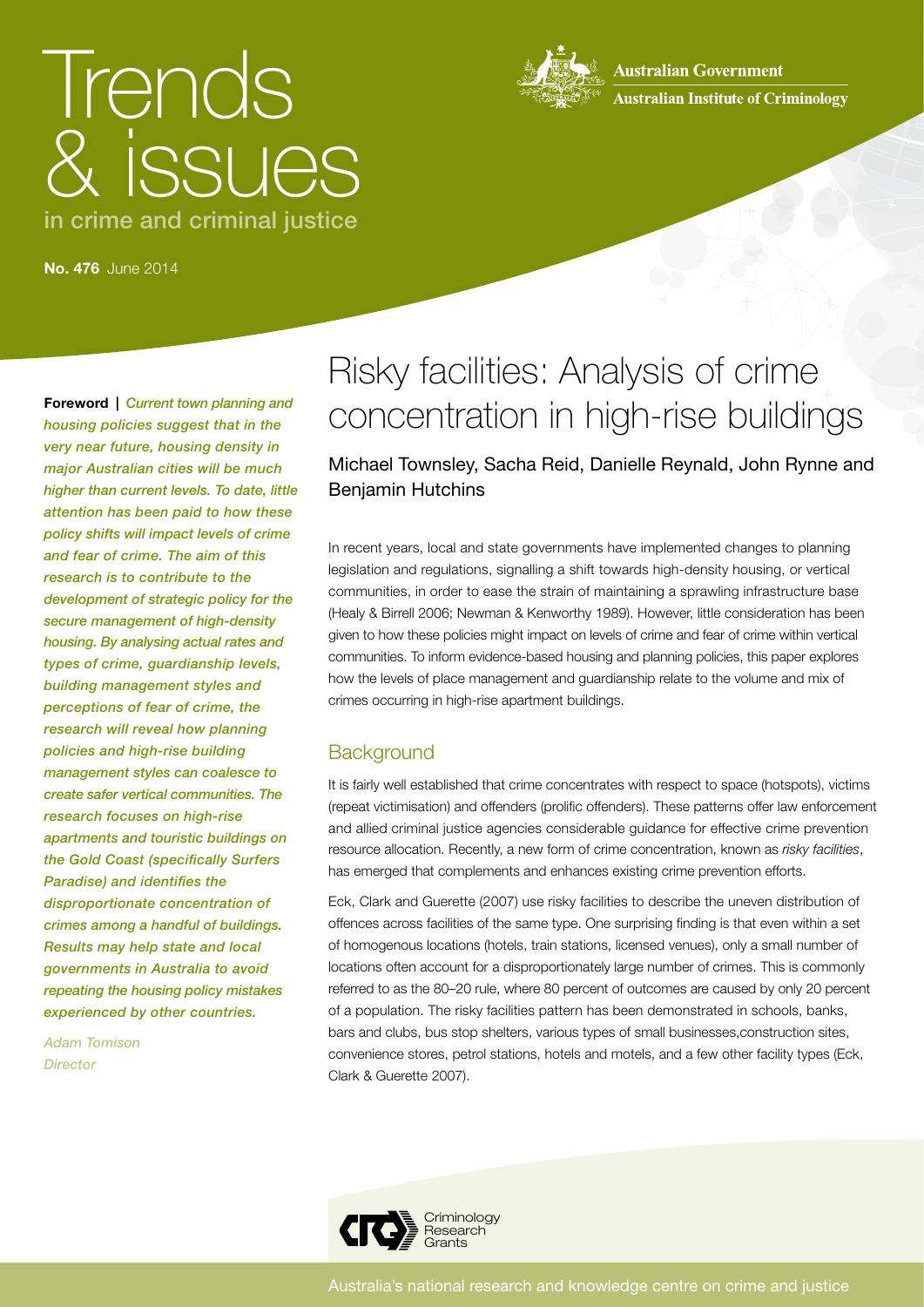# Trends & issues in crime and criminal justice

Australian Government

Australian Institute of Criminology

**No. 476** June 2014

**Foreword |** ***Current town planning and housing policies suggest that in the very near future, housing density in major Australian cities will be much higher than current levels. To date, little attention has been paid to how these policy shifts will impact levels of crime and fear of crime. The aim of this research is to contribute to the development of strategic policy for the secure management of high-density housing. By analysing actual rates and types of crime, guardianship levels, building management styles and perceptions of fear of crime, the research will reveal how planning policies and high-rise building management styles can coalesce to create safer vertical communities. The research focuses on high-rise apartments and touristic buildings on the Gold Coast (specifically Surfers Paradise) and identifies the disproportionate concentration of crimes among a handful of buildings. Results may help state and local governments in Australia to avoid repeating the housing policy mistakes experienced by other countries.***

*Adam Tomison*
*Director*

# Risky facilities: Analysis of crime concentration in high-rise buildings

Michael Townsley, Sacha Reid, Danielle Reynald, John Rynne and Benjamin Hutchins

In recent years, local and state governments have implemented changes to planning legislation and regulations, signalling a shift towards high-density housing, or vertical communities, in order to ease the strain of maintaining a sprawling infrastructure base (Healy & Birrell 2006; Newman & Kenworthy 1989). However, little consideration has been given to how these policies might impact on levels of crime and fear of crime within vertical communities. To inform evidence-based housing and planning policies, this paper explores how the levels of place management and guardianship relate to the volume and mix of crimes occurring in high-rise apartment buildings.

## Background

It is fairly well established that crime concentrates with respect to space (hotspots), victims (repeat victimisation) and offenders (prolific offenders). These patterns offer law enforcement and allied criminal justice agencies considerable guidance for effective crime prevention resource allocation. Recently, a new form of crime concentration, known as *risky facilities*, has emerged that complements and enhances existing crime prevention efforts.

Eck, Clark and Guerette (2007) use risky facilities to describe the uneven distribution of offences across facilities of the same type. One surprising finding is that even within a set of homogenous locations (hotels, train stations, licensed venues), only a small number of locations often account for a disproportionately large number of crimes. This is commonly referred to as the 80–20 rule, where 80 percent of outcomes are caused by only 20 percent of a population. The risky facilities pattern has been demonstrated in schools, banks, bars and clubs, bus stop shelters, various types of small businesses,construction sites, convenience stores, petrol stations, hotels and motels, and a few other facility types (Eck, Clark & Guerette 2007).

Criminology Research Grants

Australia's national research and knowledge centre on crime and justice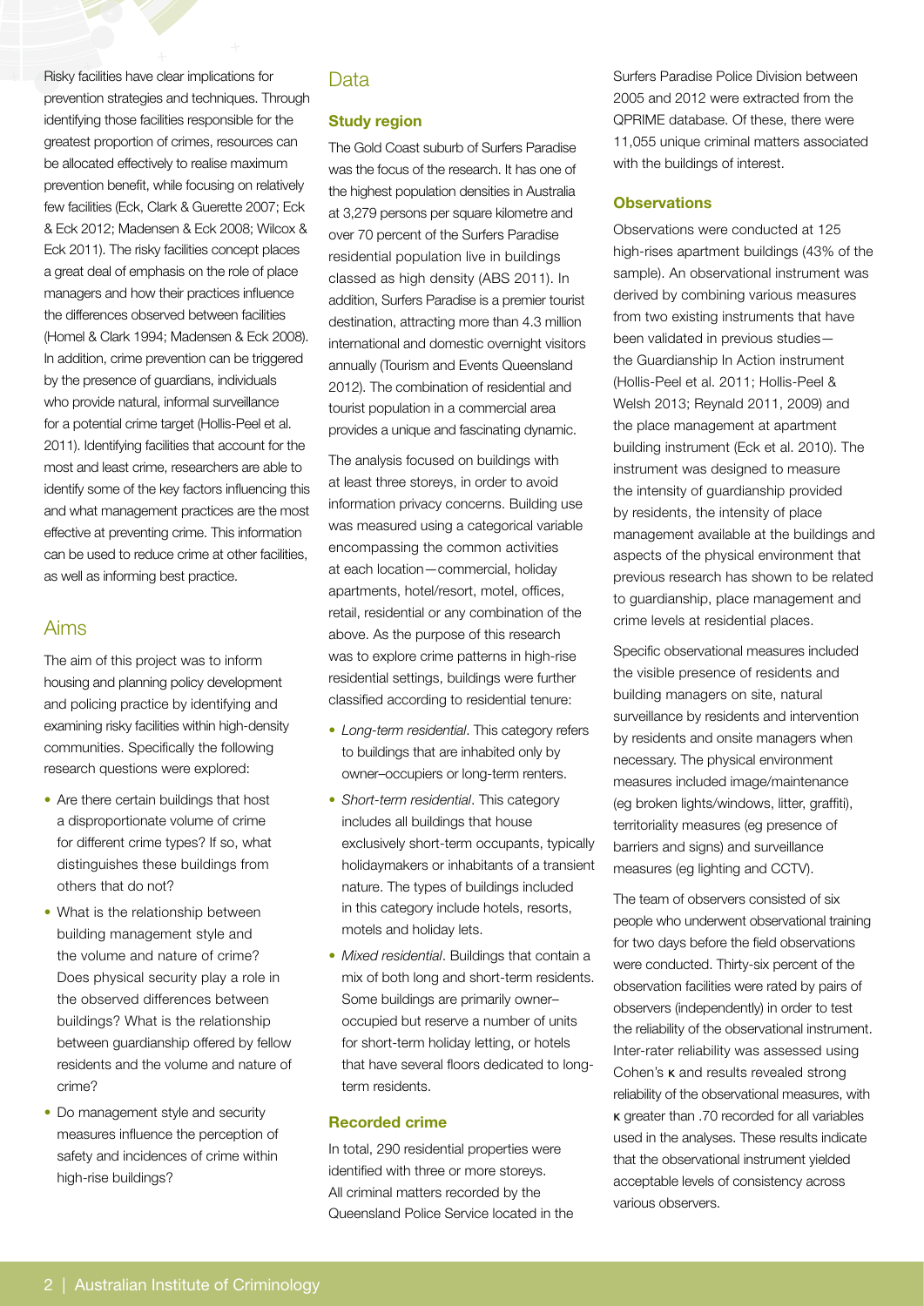Risky facilities have clear implications for prevention strategies and techniques. Through identifying those facilities responsible for the greatest proportion of crimes, resources can be allocated effectively to realise maximum prevention benefit, while focusing on relatively few facilities (Eck, Clark & Guerette 2007; Eck & Eck 2012; Madensen & Eck 2008; Wilcox & Eck 2011). The risky facilities concept places a great deal of emphasis on the role of place managers and how their practices influence the differences observed between facilities (Homel & Clark 1994; Madensen & Eck 2008). In addition, crime prevention can be triggered by the presence of guardians, individuals who provide natural, informal surveillance for a potential crime target (Hollis-Peel et al. 2011). Identifying facilities that account for the most and least crime, researchers are able to identify some of the key factors influencing this and what management practices are the most effective at preventing crime. This information can be used to reduce crime at other facilities, as well as informing best practice.

## Aims

The aim of this project was to inform housing and planning policy development and policing practice by identifying and examining risky facilities within high-density communities. Specifically the following research questions were explored:

- Are there certain buildings that host a disproportionate volume of crime for different crime types? If so, what distinguishes these buildings from others that do not?
- What is the relationship between building management style and the volume and nature of crime? Does physical security play a role in the observed differences between buildings? What is the relationship between guardianship offered by fellow residents and the volume and nature of crime?
- Do management style and security measures influence the perception of safety and incidences of crime within high-rise buildings?

## Data

### Study region

The Gold Coast suburb of Surfers Paradise was the focus of the research. It has one of the highest population densities in Australia at 3,279 persons per square kilometre and over 70 percent of the Surfers Paradise residential population live in buildings classed as high density (ABS 2011). In addition, Surfers Paradise is a premier tourist destination, attracting more than 4.3 million international and domestic overnight visitors annually (Tourism and Events Queensland 2012). The combination of residential and tourist population in a commercial area provides a unique and fascinating dynamic.

The analysis focused on buildings with at least three storeys, in order to avoid information privacy concerns. Building use was measured using a categorical variable encompassing the common activities at each location—commercial, holiday apartments, hotel/resort, motel, offices, retail, residential or any combination of the above. As the purpose of this research was to explore crime patterns in high-rise residential settings, buildings were further classified according to residential tenure:

- *Long-term residential*. This category refers to buildings that are inhabited only by owner–occupiers or long-term renters.
- *Short-term residential*. This category includes all buildings that house exclusively short-term occupants, typically holidaymakers or inhabitants of a transient nature. The types of buildings included in this category include hotels, resorts, motels and holiday lets.
- *Mixed residential*. Buildings that contain a mix of both long and short-term residents. Some buildings are primarily owner–occupied but reserve a number of units for short-term holiday letting, or hotels that have several floors dedicated to long-term residents.

### Recorded crime

In total, 290 residential properties were identified with three or more storeys. All criminal matters recorded by the Queensland Police Service located in the Surfers Paradise Police Division between 2005 and 2012 were extracted from the QPRIME database. Of these, there were 11,055 unique criminal matters associated with the buildings of interest.

### Observations

Observations were conducted at 125 high-rises apartment buildings (43% of the sample). An observational instrument was derived by combining various measures from two existing instruments that have been validated in previous studies—the Guardianship In Action instrument (Hollis-Peel et al. 2011; Hollis-Peel & Welsh 2013; Reynald 2011, 2009) and the place management at apartment building instrument (Eck et al. 2010). The instrument was designed to measure the intensity of guardianship provided by residents, the intensity of place management available at the buildings and aspects of the physical environment that previous research has shown to be related to guardianship, place management and crime levels at residential places.

Specific observational measures included the visible presence of residents and building managers on site, natural surveillance by residents and intervention by residents and onsite managers when necessary. The physical environment measures included image/maintenance (eg broken lights/windows, litter, graffiti), territoriality measures (eg presence of barriers and signs) and surveillance measures (eg lighting and CCTV).

The team of observers consisted of six people who underwent observational training for two days before the field observations were conducted. Thirty-six percent of the observation facilities were rated by pairs of observers (independently) in order to test the reliability of the observational instrument. Inter-rater reliability was assessed using Cohen's $\kappa$ and results revealed strong reliability of the observational measures, with $\kappa$ greater than .70 recorded for all variables used in the analyses. These results indicate that the observational instrument yielded acceptable levels of consistency across various observers.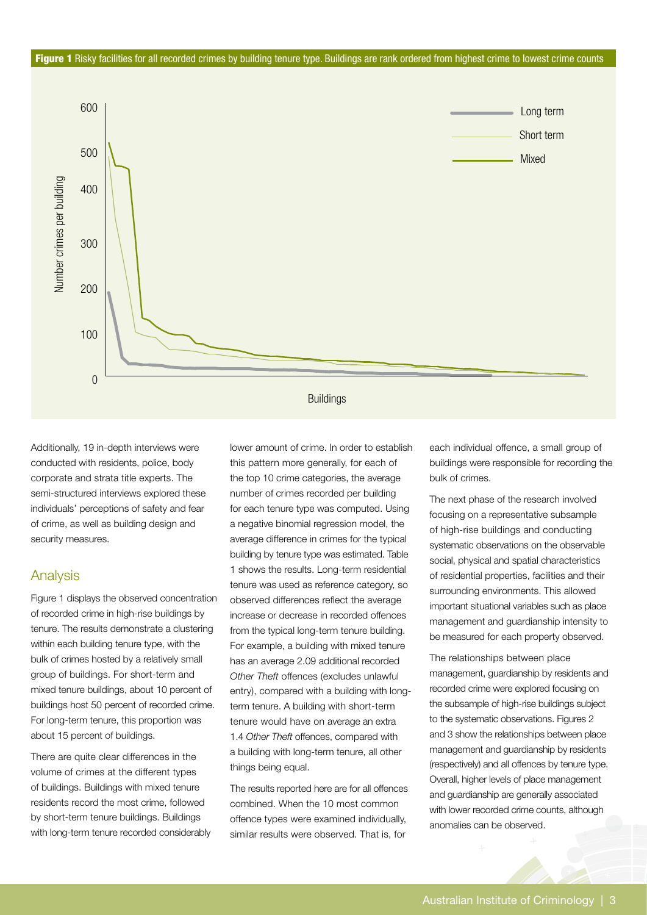**Figure 1** Risky facilities for all recorded crimes by building tenure type. Buildings are rank ordered from highest crime to lowest crime counts

Additionally, 19 in-depth interviews were conducted with residents, police, body corporate and strata title experts. The semi-structured interviews explored these individuals' perceptions of safety and fear of crime, as well as building design and security measures.

## Analysis

Figure 1 displays the observed concentration of recorded crime in high-rise buildings by tenure. The results demonstrate a clustering within each building tenure type, with the bulk of crimes hosted by a relatively small group of buildings. For short-term and mixed tenure buildings, about 10 percent of buildings host 50 percent of recorded crime. For long-term tenure, this proportion was about 15 percent of buildings.

There are quite clear differences in the volume of crimes at the different types of buildings. Buildings with mixed tenure residents record the most crime, followed by short-term tenure buildings. Buildings with long-term tenure recorded considerably lower amount of crime. In order to establish this pattern more generally, for each of the top 10 crime categories, the average number of crimes recorded per building for each tenure type was computed. Using a negative binomial regression model, the average difference in crimes for the typical building by tenure type was estimated. Table 1 shows the results. Long-term residential tenure was used as reference category, so observed differences reflect the average increase or decrease in recorded offences from the typical long-term tenure building. For example, a building with mixed tenure has an average 2.09 additional recorded *Other Theft* offences (excludes unlawful entry), compared with a building with long-term tenure. A building with short-term tenure would have on average an extra 1.4 *Other Theft* offences, compared with a building with long-term tenure, all other things being equal.

The results reported here are for all offences combined. When the 10 most common offence types were examined individually, similar results were observed. That is, for each individual offence, a small group of buildings were responsible for recording the bulk of crimes.

The next phase of the research involved focusing on a representative subsample of high-rise buildings and conducting systematic observations on the observable social, physical and spatial characteristics of residential properties, facilities and their surrounding environments. This allowed important situational variables such as place management and guardianship intensity to be measured for each property observed.

The relationships between place management, guardianship by residents and recorded crime were explored focusing on the subsample of high-rise buildings subject to the systematic observations. Figures 2 and 3 show the relationships between place management and guardianship by residents (respectively) and all offences by tenure type. Overall, higher levels of place management and guardianship are generally associated with lower recorded crime counts, although anomalies can be observed.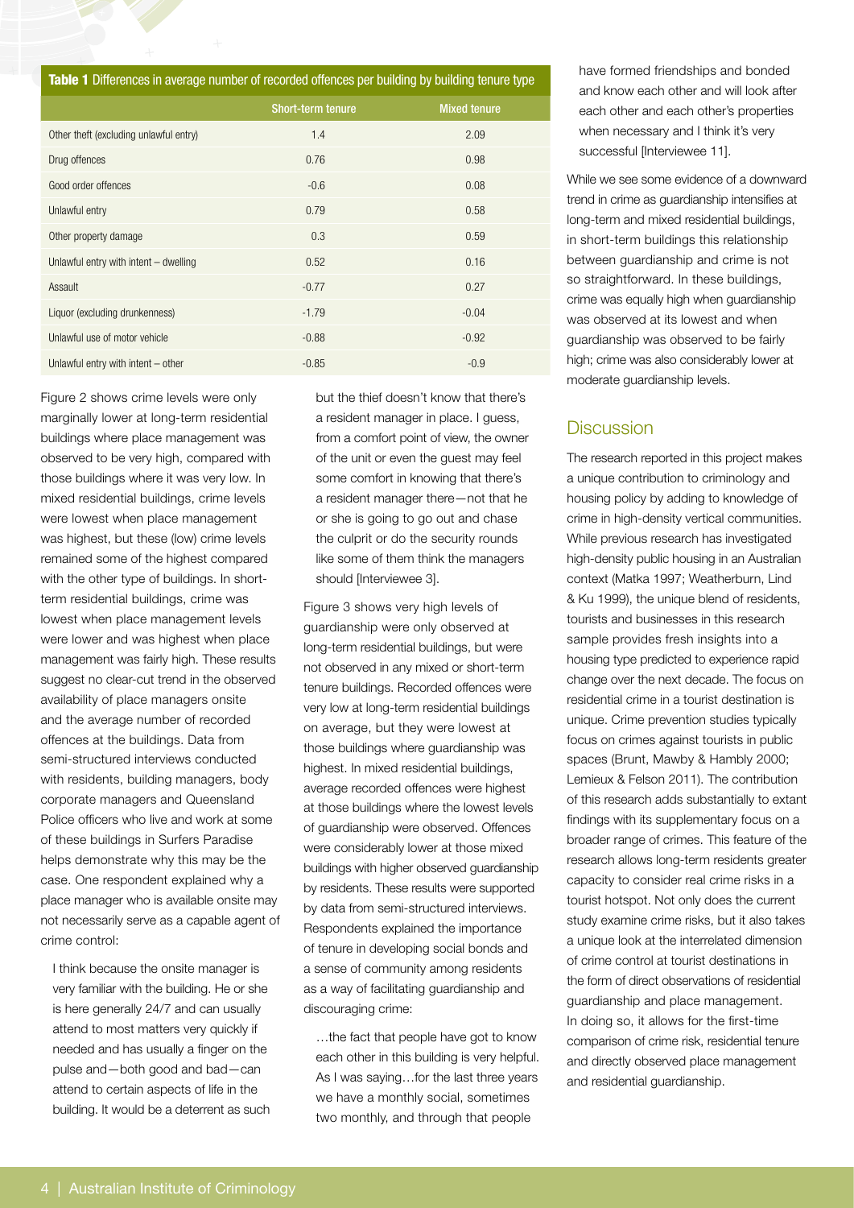**Table 1** Differences in average number of recorded offences per building by building tenure type

| | Short-term tenure | Mixed tenure |
|---|---|---|
| Other theft (excluding unlawful entry) | 1.4 | 2.09 |
| Drug offences | 0.76 | 0.98 |
| Good order offences | -0.6 | 0.08 |
| Unlawful entry | 0.79 | 0.58 |
| Other property damage | 0.3 | 0.59 |
| Unlawful entry with intent – dwelling | 0.52 | 0.16 |
| Assault | -0.77 | 0.27 |
| Liquor (excluding drunkenness) | -1.79 | -0.04 |
| Unlawful use of motor vehicle | -0.88 | -0.92 |
| Unlawful entry with intent – other | -0.85 | -0.9 |

Figure 2 shows crime levels were only marginally lower at long-term residential buildings where place management was observed to be very high, compared with those buildings where it was very low. In mixed residential buildings, crime levels were lowest when place management was highest, but these (low) crime levels remained some of the highest compared with the other type of buildings. In short-term residential buildings, crime was lowest when place management levels were lower and was highest when place management was fairly high. These results suggest no clear-cut trend in the observed availability of place managers onsite and the average number of recorded offences at the buildings. Data from semi-structured interviews conducted with residents, building managers, body corporate managers and Queensland Police officers who live and work at some of these buildings in Surfers Paradise helps demonstrate why this may be the case. One respondent explained why a place manager who is available onsite may not necessarily serve as a capable agent of crime control:

> I think because the onsite manager is very familiar with the building. He or she is here generally 24/7 and can usually attend to most matters very quickly if needed and has usually a finger on the pulse and—both good and bad—can attend to certain aspects of life in the building. It would be a deterrent as such but the thief doesn't know that there's a resident manager in place. I guess, from a comfort point of view, the owner of the unit or even the guest may feel some comfort in knowing that there's a resident manager there—not that he or she is going to go out and chase the culprit or do the security rounds like some of them think the managers should [Interviewee 3].

Figure 3 shows very high levels of guardianship were only observed at long-term residential buildings, but were not observed in any mixed or short-term tenure buildings. Recorded offences were very low at long-term residential buildings on average, but they were lowest at those buildings where guardianship was highest. In mixed residential buildings, average recorded offences were highest at those buildings where the lowest levels of guardianship were observed. Offences were considerably lower at those mixed buildings with higher observed guardianship by residents. These results were supported by data from semi-structured interviews. Respondents explained the importance of tenure in developing social bonds and a sense of community among residents as a way of facilitating guardianship and discouraging crime:

> …the fact that people have got to know each other in this building is very helpful. As I was saying…for the last three years we have a monthly social, sometimes two monthly, and through that people have formed friendships and bonded and know each other and will look after each other and each other's properties when necessary and I think it's very successful [Interviewee 11].

While we see some evidence of a downward trend in crime as guardianship intensifies at long-term and mixed residential buildings, in short-term buildings this relationship between guardianship and crime is not so straightforward. In these buildings, crime was equally high when guardianship was observed at its lowest and when guardianship was observed to be fairly high; crime was also considerably lower at moderate guardianship levels.

## Discussion

The research reported in this project makes a unique contribution to criminology and housing policy by adding to knowledge of crime in high-density vertical communities. While previous research has investigated high-density public housing in an Australian context (Matka 1997; Weatherburn, Lind & Ku 1999), the unique blend of residents, tourists and businesses in this research sample provides fresh insights into a housing type predicted to experience rapid change over the next decade. The focus on residential crime in a tourist destination is unique. Crime prevention studies typically focus on crimes against tourists in public spaces (Brunt, Mawby & Hambly 2000; Lemieux & Felson 2011). The contribution of this research adds substantially to extant findings with its supplementary focus on a broader range of crimes. This feature of the research allows long-term residents greater capacity to consider real crime risks in a tourist hotspot. Not only does the current study examine crime risks, but it also takes a unique look at the interrelated dimension of crime control at tourist destinations in the form of direct observations of residential guardianship and place management. In doing so, it allows for the first-time comparison of crime risk, residential tenure and directly observed place management and residential guardianship.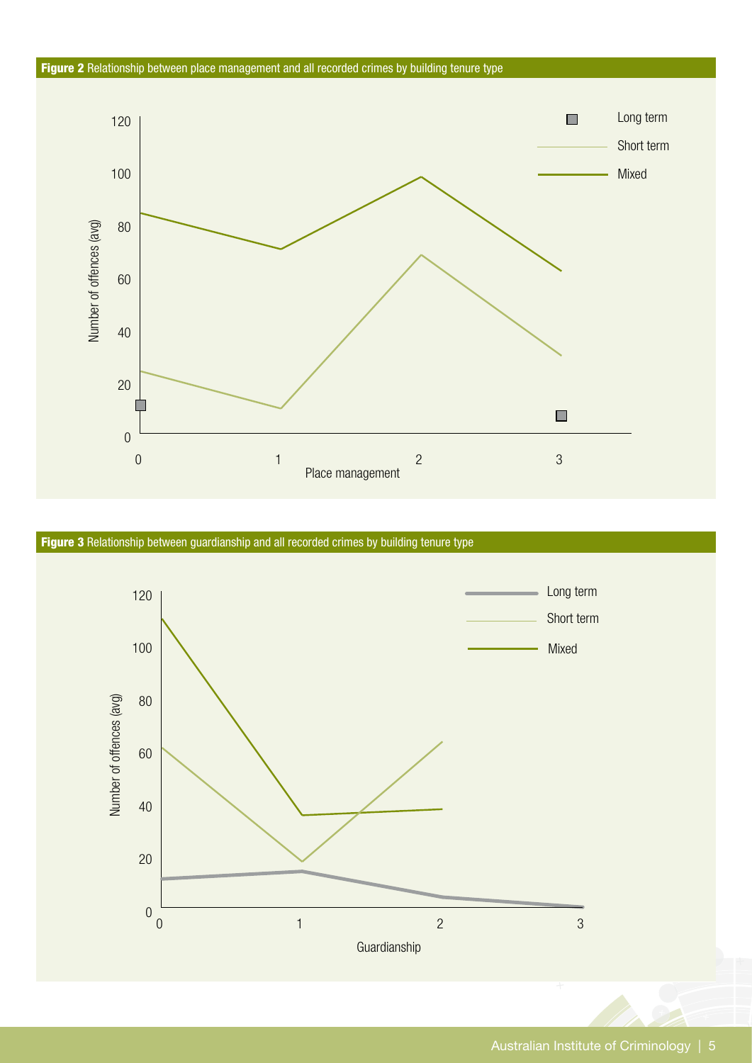**Figure 2** Relationship between place management and all recorded crimes by building tenure type

**Figure 3** Relationship between guardianship and all recorded crimes by building tenure type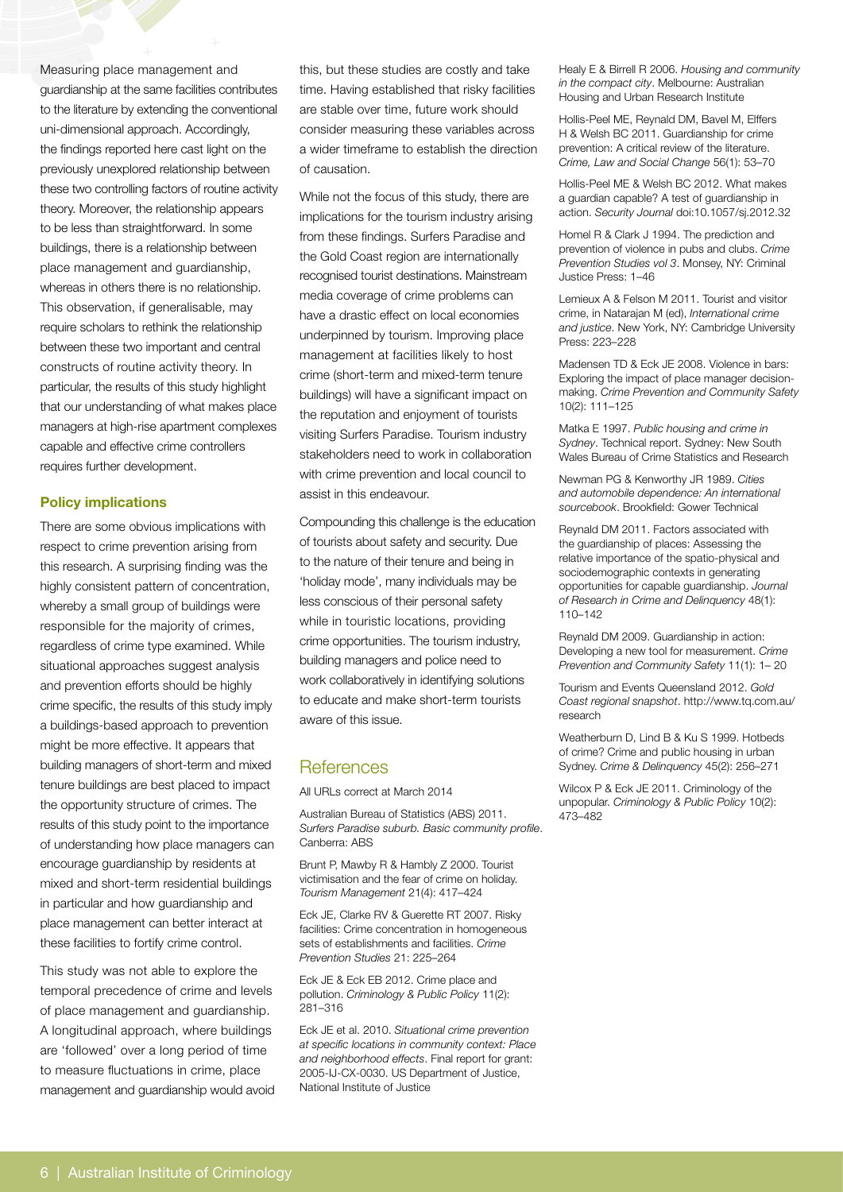Measuring place management and guardianship at the same facilities contributes to the literature by extending the conventional uni-dimensional approach. Accordingly, the findings reported here cast light on the previously unexplored relationship between these two controlling factors of routine activity theory. Moreover, the relationship appears to be less than straightforward. In some buildings, there is a relationship between place management and guardianship, whereas in others there is no relationship. This observation, if generalisable, may require scholars to rethink the relationship between these two important and central constructs of routine activity theory. In particular, the results of this study highlight that our understanding of what makes place managers at high-rise apartment complexes capable and effective crime controllers requires further development.

### Policy implications

There are some obvious implications with respect to crime prevention arising from this research. A surprising finding was the highly consistent pattern of concentration, whereby a small group of buildings were responsible for the majority of crimes, regardless of crime type examined. While situational approaches suggest analysis and prevention efforts should be highly crime specific, the results of this study imply a buildings-based approach to prevention might be more effective. It appears that building managers of short-term and mixed tenure buildings are best placed to impact the opportunity structure of crimes. The results of this study point to the importance of understanding how place managers can encourage guardianship by residents at mixed and short-term residential buildings in particular and how guardianship and place management can better interact at these facilities to fortify crime control.

This study was not able to explore the temporal precedence of crime and levels of place management and guardianship. A longitudinal approach, where buildings are 'followed' over a long period of time to measure fluctuations in crime, place management and guardianship would avoid this, but these studies are costly and take time. Having established that risky facilities are stable over time, future work should consider measuring these variables across a wider timeframe to establish the direction of causation.

While not the focus of this study, there are implications for the tourism industry arising from these findings. Surfers Paradise and the Gold Coast region are internationally recognised tourist destinations. Mainstream media coverage of crime problems can have a drastic effect on local economies underpinned by tourism. Improving place management at facilities likely to host crime (short-term and mixed-term tenure buildings) will have a significant impact on the reputation and enjoyment of tourists visiting Surfers Paradise. Tourism industry stakeholders need to work in collaboration with crime prevention and local council to assist in this endeavour.

Compounding this challenge is the education of tourists about safety and security. Due to the nature of their tenure and being in 'holiday mode', many individuals may be less conscious of their personal safety while in touristic locations, providing crime opportunities. The tourism industry, building managers and police need to work collaboratively in identifying solutions to educate and make short-term tourists aware of this issue.

## References

All URLs correct at March 2014

Australian Bureau of Statistics (ABS) 2011. *Surfers Paradise suburb. Basic community profile*. Canberra: ABS

Brunt P, Mawby R & Hambly Z 2000. Tourist victimisation and the fear of crime on holiday. *Tourism Management* 21(4): 417–424

Eck JE, Clarke RV & Guerette RT 2007. Risky facilities: Crime concentration in homogeneous sets of establishments and facilities. *Crime Prevention Studies* 21: 225–264

Eck JE & Eck EB 2012. Crime place and pollution. *Criminology & Public Policy* 11(2): 281–316

Eck JE et al. 2010. *Situational crime prevention at specific locations in community context: Place and neighborhood effects*. Final report for grant: 2005-IJ-CX-0030. US Department of Justice, National Institute of Justice

Healy E & Birrell R 2006. *Housing and community in the compact city*. Melbourne: Australian Housing and Urban Research Institute

Hollis-Peel ME, Reynald DM, Bavel M, Elffers H & Welsh BC 2011. Guardianship for crime prevention: A critical review of the literature. *Crime, Law and Social Change* 56(1): 53–70

Hollis-Peel ME & Welsh BC 2012. What makes a guardian capable? A test of guardianship in action. *Security Journal* doi:10.1057/sj.2012.32

Homel R & Clark J 1994. The prediction and prevention of violence in pubs and clubs. *Crime Prevention Studies vol 3*. Monsey, NY: Criminal Justice Press: 1–46

Lemieux A & Felson M 2011. Tourist and visitor crime, in Natarajan M (ed), *International crime and justice*. New York, NY: Cambridge University Press: 223–228

Madensen TD & Eck JE 2008. Violence in bars: Exploring the impact of place manager decision-making. *Crime Prevention and Community Safety* 10(2): 111–125

Matka E 1997. *Public housing and crime in Sydney*. Technical report. Sydney: New South Wales Bureau of Crime Statistics and Research

Newman PG & Kenworthy JR 1989. *Cities and automobile dependence: An international sourcebook*. Brookfield: Gower Technical

Reynald DM 2011. Factors associated with the guardianship of places: Assessing the relative importance of the spatio-physical and sociodemographic contexts in generating opportunities for capable guardianship. *Journal of Research in Crime and Delinquency* 48(1): 110–142

Reynald DM 2009. Guardianship in action: Developing a new tool for measurement. *Crime Prevention and Community Safety* 11(1): 1– 20

Tourism and Events Queensland 2012. *Gold Coast regional snapshot*. http://www.tq.com.au/research

Weatherburn D, Lind B & Ku S 1999. Hotbeds of crime? Crime and public housing in urban Sydney. *Crime & Delinquency* 45(2): 256–271

Wilcox P & Eck JE 2011. Criminology of the unpopular. *Criminology & Public Policy* 10(2): 473–482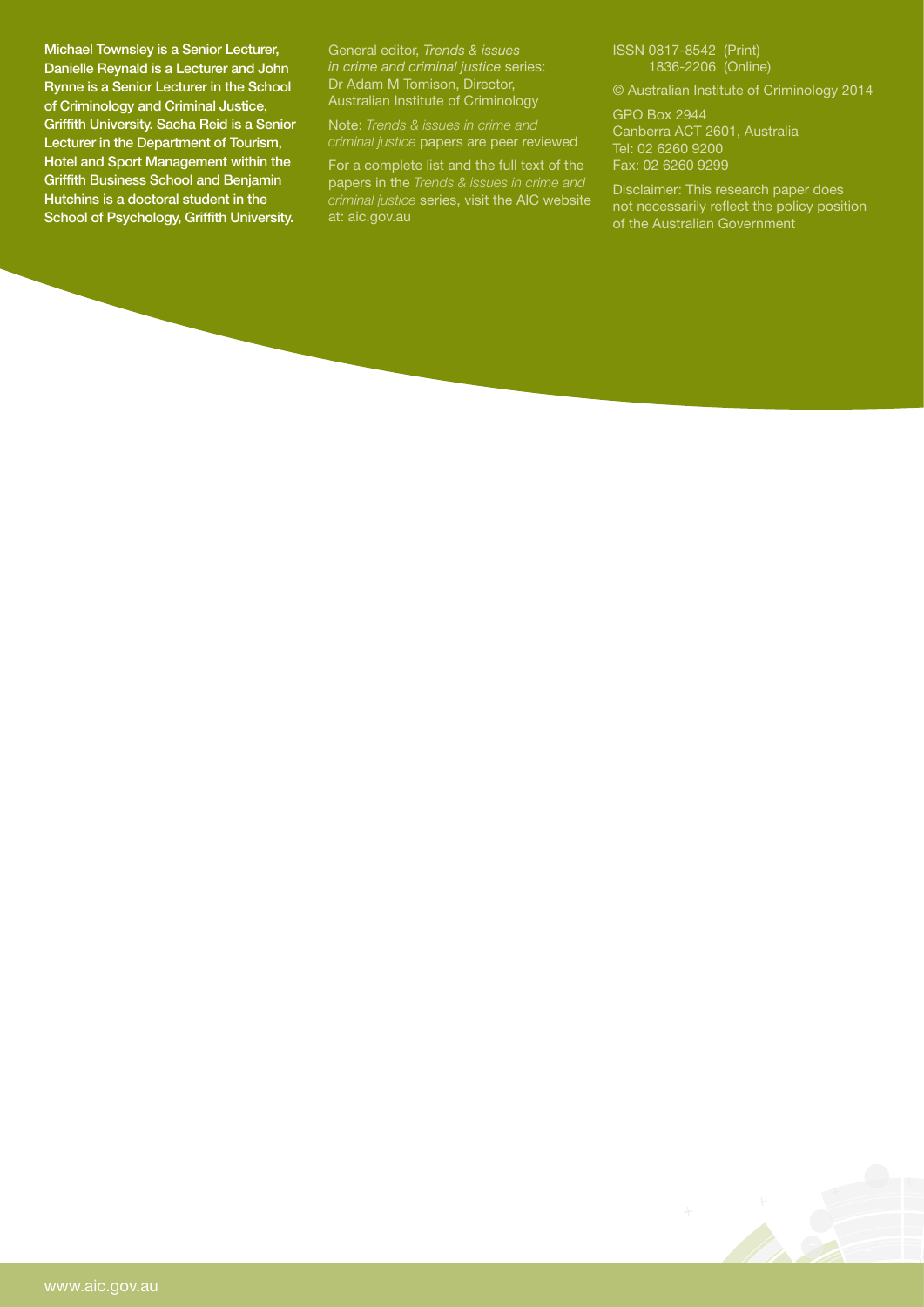**Michael Townsley is a Senior Lecturer, Danielle Reynald is a Lecturer and John Rynne is a Senior Lecturer in the School of Criminology and Criminal Justice, Griffith University. Sacha Reid is a Senior Lecturer in the Department of Tourism, Hotel and Sport Management within the Griffith Business School and Benjamin Hutchins is a doctoral student in the School of Psychology, Griffith University.**

General editor, *Trends & issues in crime and criminal justice* series: Dr Adam M Tomison, Director, Australian Institute of Criminology

Note: *Trends & issues in crime and criminal justice* papers are peer reviewed

For a complete list and the full text of the papers in the *Trends & issues in crime and criminal justice* series, visit the AIC website at: aic.gov.au

ISSN 0817-8542 (Print)
1836-2206 (Online)

© Australian Institute of Criminology 2014

GPO Box 2944
Canberra ACT 2601, Australia
Tel: 02 6260 9200
Fax: 02 6260 9299

Disclaimer: This research paper does not necessarily reflect the policy position of the Australian Government

www.aic.gov.au